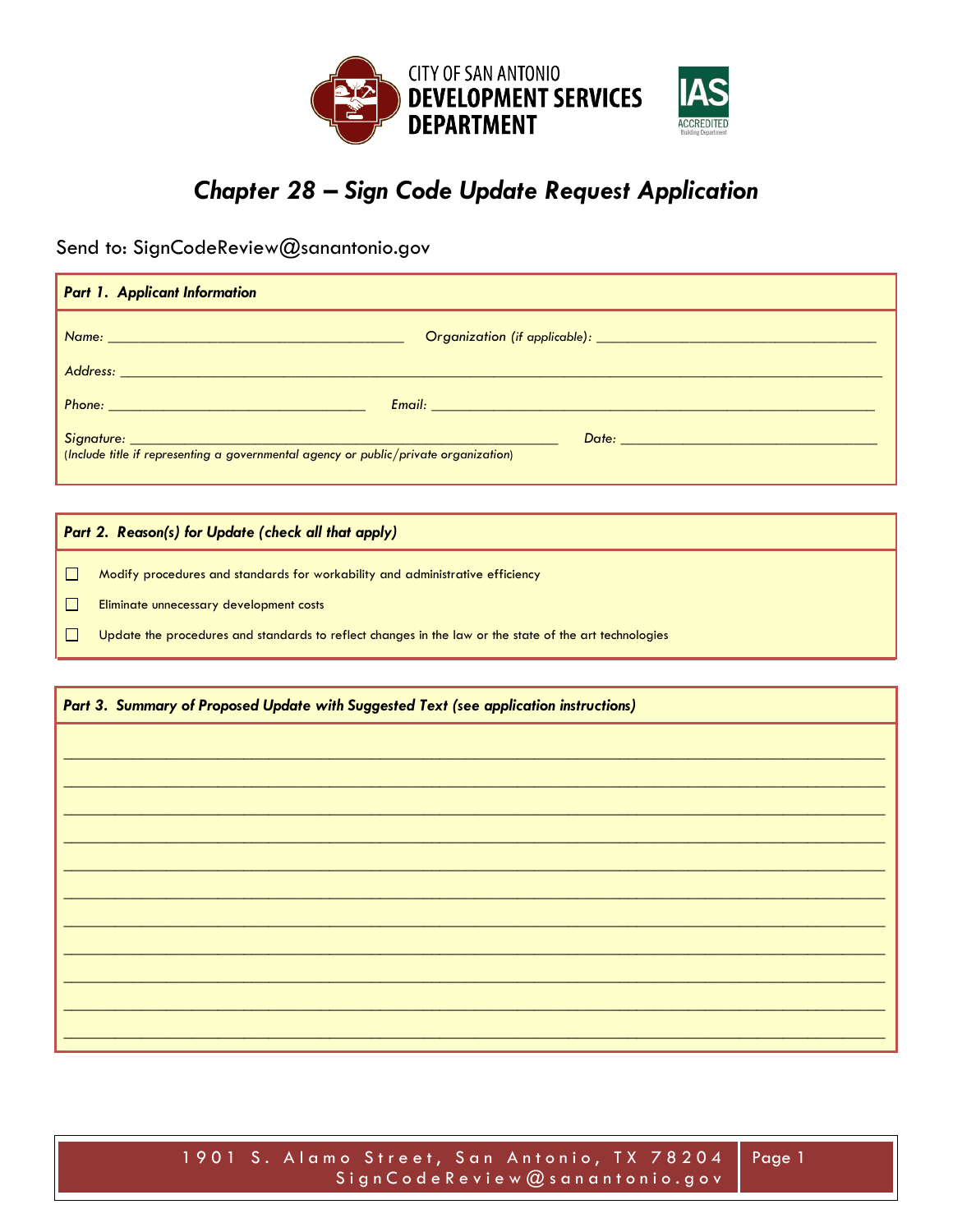CITY OF SAN ANTONIO
DEVELOPMENT SERVICES
DEPARTMENT

IAS ACCREDITED Building Department

# Chapter 28 – Sign Code Update Request Application

Send to: SignCodeReview@sanantonio.gov

## Part 1. Applicant Information

*Name:* ______________________________ *Organization (if applicable):* ______________________________

*Address:* ____________________________________________________________

*Phone:* ______________________________ *Email:* ______________________________

*Signature:* ______________________________ *Date:* ______________________________

*(Include title if representing a governmental agency or public/private organization)*

## Part 2. Reason(s) for Update (check all that apply)

- ☐ Modify procedures and standards for workability and administrative efficiency
- ☐ Eliminate unnecessary development costs
- ☐ Update the procedures and standards to reflect changes in the law or the state of the art technologies

## Part 3. Summary of Proposed Update with Suggested Text (see application instructions)

____________________________________________________________

____________________________________________________________

____________________________________________________________

____________________________________________________________

____________________________________________________________

____________________________________________________________

____________________________________________________________

____________________________________________________________

____________________________________________________________

____________________________________________________________

____________________________________________________________

1901 S. Alamo Street, San Antonio, TX 78204
SignCodeReview@sanantonio.gov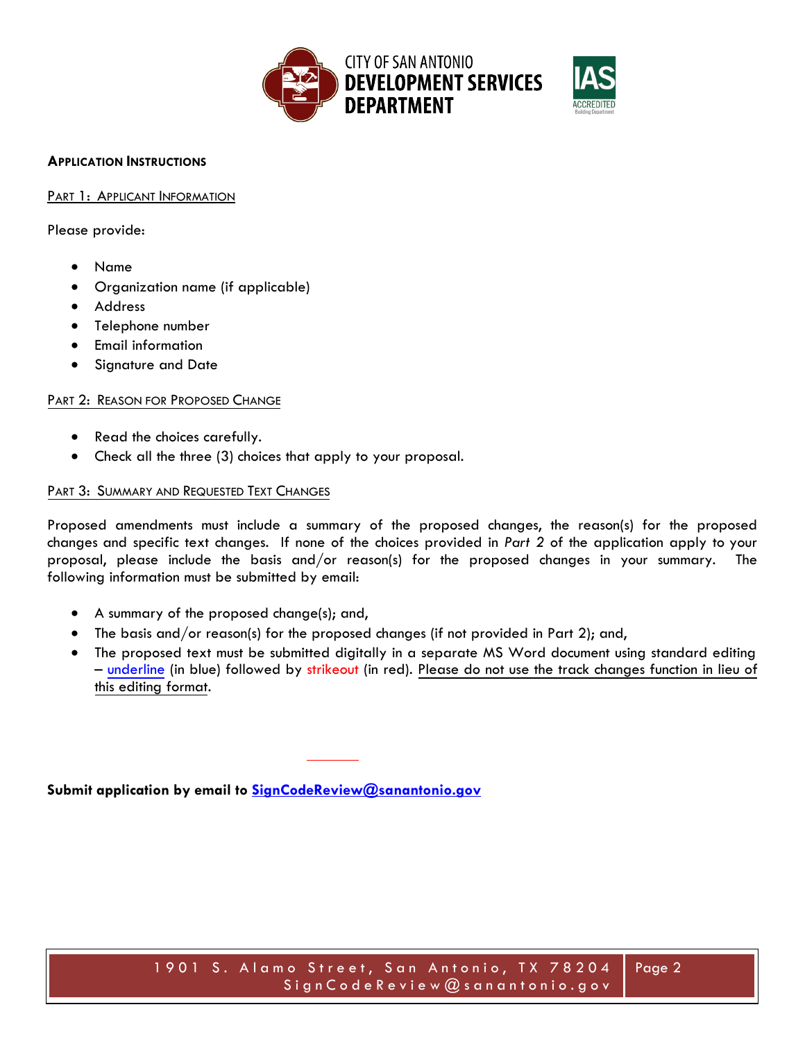**Application Instructions**

Part 1: Applicant Information

Please provide:

- Name
- Organization name (if applicable)
- Address
- Telephone number
- Email information
- Signature and Date

Part 2: Reason for Proposed Change

- Read the choices carefully.
- Check all the three (3) choices that apply to your proposal.

Part 3: Summary and Requested Text Changes

Proposed amendments must include a summary of the proposed changes, the reason(s) for the proposed changes and specific text changes. If none of the choices provided in *Part 2* of the application apply to your proposal, please include the basis and/or reason(s) for the proposed changes in your summary. The following information must be submitted by email:

- A summary of the proposed change(s); and,
- The basis and/or reason(s) for the proposed changes (if not provided in Part 2); and,
- The proposed text must be submitted digitally in a separate MS Word document using standard editing – underline (in blue) followed by ~~strikeout~~ (in red). Please do not use the track changes function in lieu of this editing format.

**Submit application by email to SignCodeReview@sanantonio.gov**